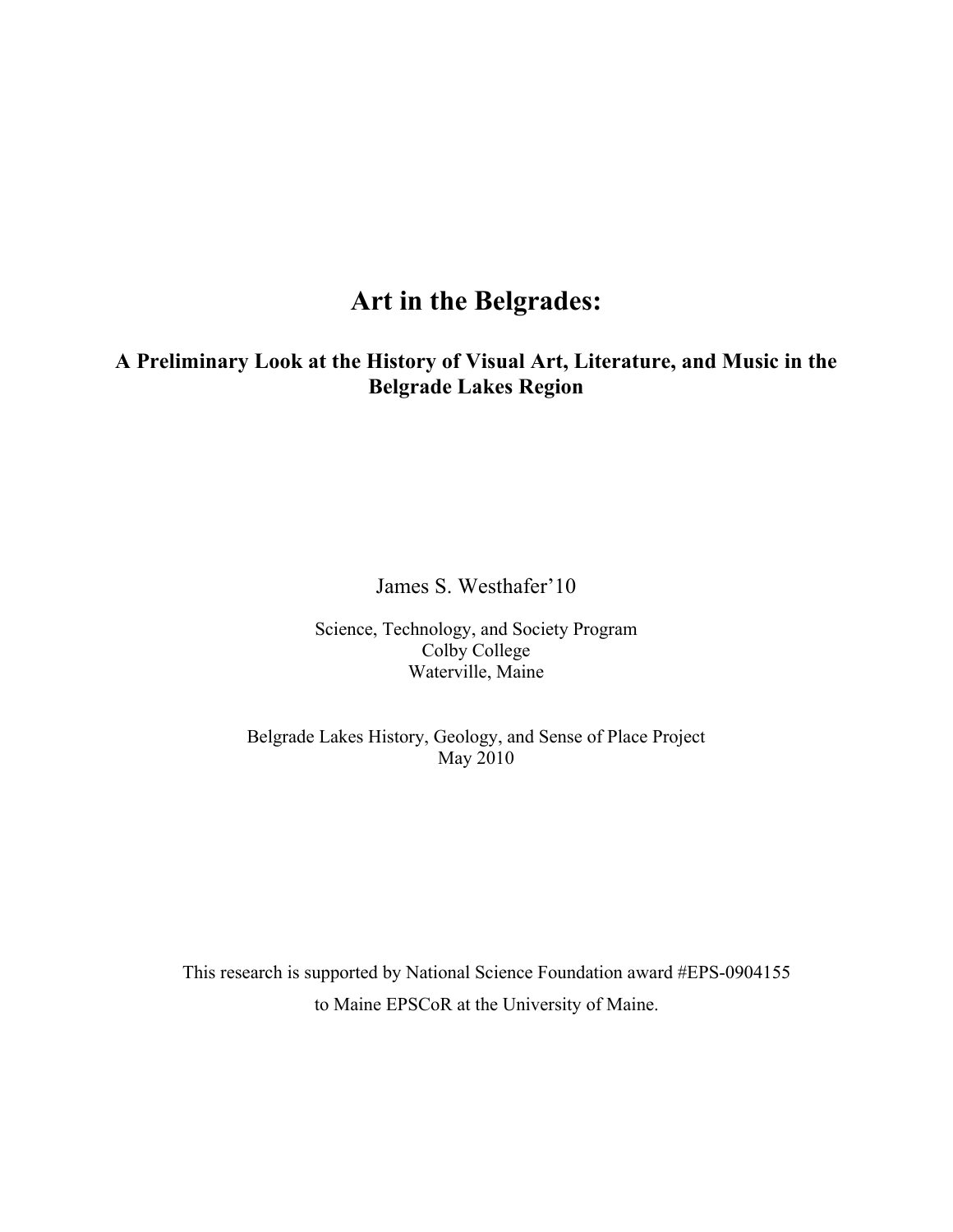# Art in the Belgrades:

## A Preliminary Look at the History of Visual Art, Literature, and Music in the Belgrade Lakes Region

James S. Westhafer'10

Science, Technology, and Society Program
Colby College
Waterville, Maine

Belgrade Lakes History, Geology, and Sense of Place Project
May 2010

This research is supported by National Science Foundation award #EPS-0904155
to Maine EPSCoR at the University of Maine.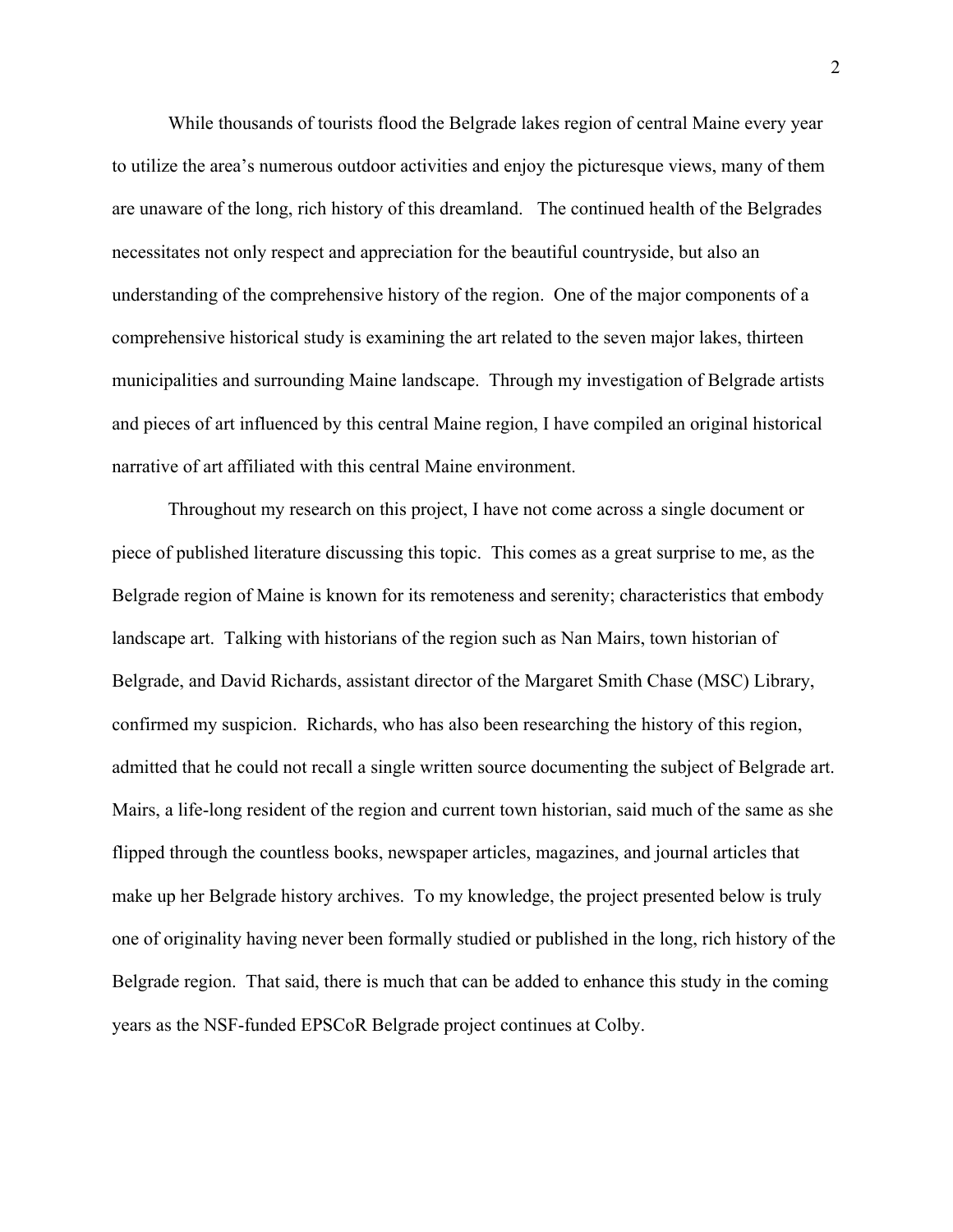While thousands of tourists flood the Belgrade lakes region of central Maine every year to utilize the area's numerous outdoor activities and enjoy the picturesque views, many of them are unaware of the long, rich history of this dreamland. The continued health of the Belgrades necessitates not only respect and appreciation for the beautiful countryside, but also an understanding of the comprehensive history of the region. One of the major components of a comprehensive historical study is examining the art related to the seven major lakes, thirteen municipalities and surrounding Maine landscape. Through my investigation of Belgrade artists and pieces of art influenced by this central Maine region, I have compiled an original historical narrative of art affiliated with this central Maine environment.

Throughout my research on this project, I have not come across a single document or piece of published literature discussing this topic. This comes as a great surprise to me, as the Belgrade region of Maine is known for its remoteness and serenity; characteristics that embody landscape art. Talking with historians of the region such as Nan Mairs, town historian of Belgrade, and David Richards, assistant director of the Margaret Smith Chase (MSC) Library, confirmed my suspicion. Richards, who has also been researching the history of this region, admitted that he could not recall a single written source documenting the subject of Belgrade art. Mairs, a life-long resident of the region and current town historian, said much of the same as she flipped through the countless books, newspaper articles, magazines, and journal articles that make up her Belgrade history archives. To my knowledge, the project presented below is truly one of originality having never been formally studied or published in the long, rich history of the Belgrade region. That said, there is much that can be added to enhance this study in the coming years as the NSF-funded EPSCoR Belgrade project continues at Colby.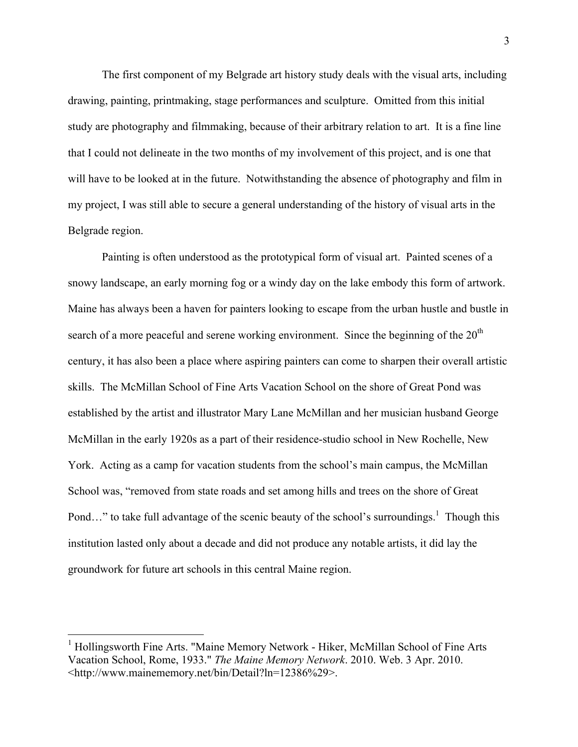The first component of my Belgrade art history study deals with the visual arts, including drawing, painting, printmaking, stage performances and sculpture. Omitted from this initial study are photography and filmmaking, because of their arbitrary relation to art. It is a fine line that I could not delineate in the two months of my involvement of this project, and is one that will have to be looked at in the future. Notwithstanding the absence of photography and film in my project, I was still able to secure a general understanding of the history of visual arts in the Belgrade region.

Painting is often understood as the prototypical form of visual art. Painted scenes of a snowy landscape, an early morning fog or a windy day on the lake embody this form of artwork. Maine has always been a haven for painters looking to escape from the urban hustle and bustle in search of a more peaceful and serene working environment. Since the beginning of the 20th century, it has also been a place where aspiring painters can come to sharpen their overall artistic skills. The McMillan School of Fine Arts Vacation School on the shore of Great Pond was established by the artist and illustrator Mary Lane McMillan and her musician husband George McMillan in the early 1920s as a part of their residence-studio school in New Rochelle, New York. Acting as a camp for vacation students from the school's main campus, the McMillan School was, "removed from state roads and set among hills and trees on the shore of Great Pond…" to take full advantage of the scenic beauty of the school's surroundings.[1] Though this institution lasted only about a decade and did not produce any notable artists, it did lay the groundwork for future art schools in this central Maine region.

---

[1] Hollingsworth Fine Arts. "Maine Memory Network - Hiker, McMillan School of Fine Arts Vacation School, Rome, 1933." *The Maine Memory Network*. 2010. Web. 3 Apr. 2010. <http://www.mainememory.net/bin/Detail?ln=12386%29>.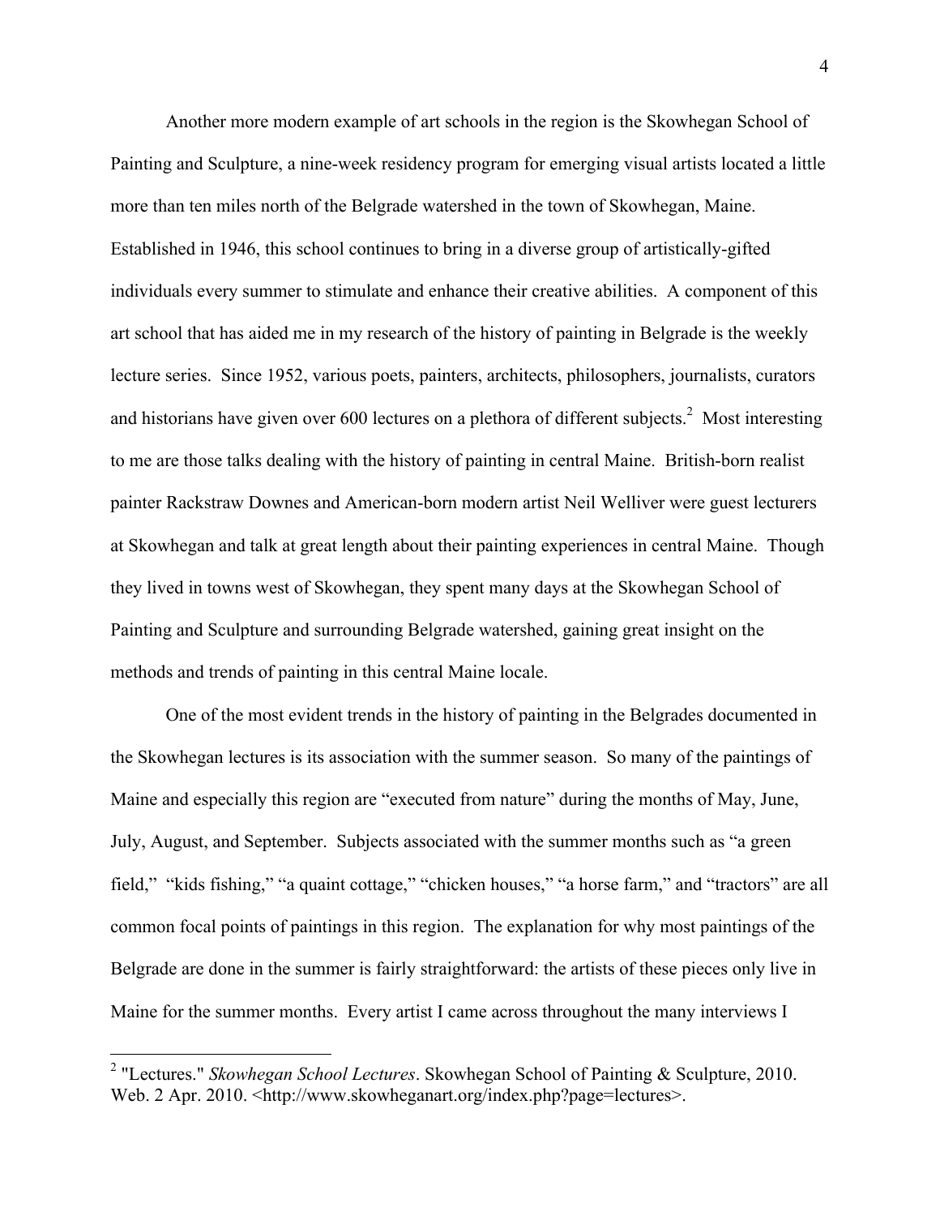Another more modern example of art schools in the region is the Skowhegan School of Painting and Sculpture, a nine-week residency program for emerging visual artists located a little more than ten miles north of the Belgrade watershed in the town of Skowhegan, Maine. Established in 1946, this school continues to bring in a diverse group of artistically-gifted individuals every summer to stimulate and enhance their creative abilities. A component of this art school that has aided me in my research of the history of painting in Belgrade is the weekly lecture series. Since 1952, various poets, painters, architects, philosophers, journalists, curators and historians have given over 600 lectures on a plethora of different subjects.[2] Most interesting to me are those talks dealing with the history of painting in central Maine. British-born realist painter Rackstraw Downes and American-born modern artist Neil Welliver were guest lecturers at Skowhegan and talk at great length about their painting experiences in central Maine. Though they lived in towns west of Skowhegan, they spent many days at the Skowhegan School of Painting and Sculpture and surrounding Belgrade watershed, gaining great insight on the methods and trends of painting in this central Maine locale.

One of the most evident trends in the history of painting in the Belgrades documented in the Skowhegan lectures is its association with the summer season. So many of the paintings of Maine and especially this region are "executed from nature" during the months of May, June, July, August, and September. Subjects associated with the summer months such as "a green field," "kids fishing," "a quaint cottage," "chicken houses," "a horse farm," and "tractors" are all common focal points of paintings in this region. The explanation for why most paintings of the Belgrade are done in the summer is fairly straightforward: the artists of these pieces only live in Maine for the summer months. Every artist I came across throughout the many interviews I

---

[2] "Lectures." *Skowhegan School Lectures*. Skowhegan School of Painting & Sculpture, 2010. Web. 2 Apr. 2010. <http://www.skowheganart.org/index.php?page=lectures>.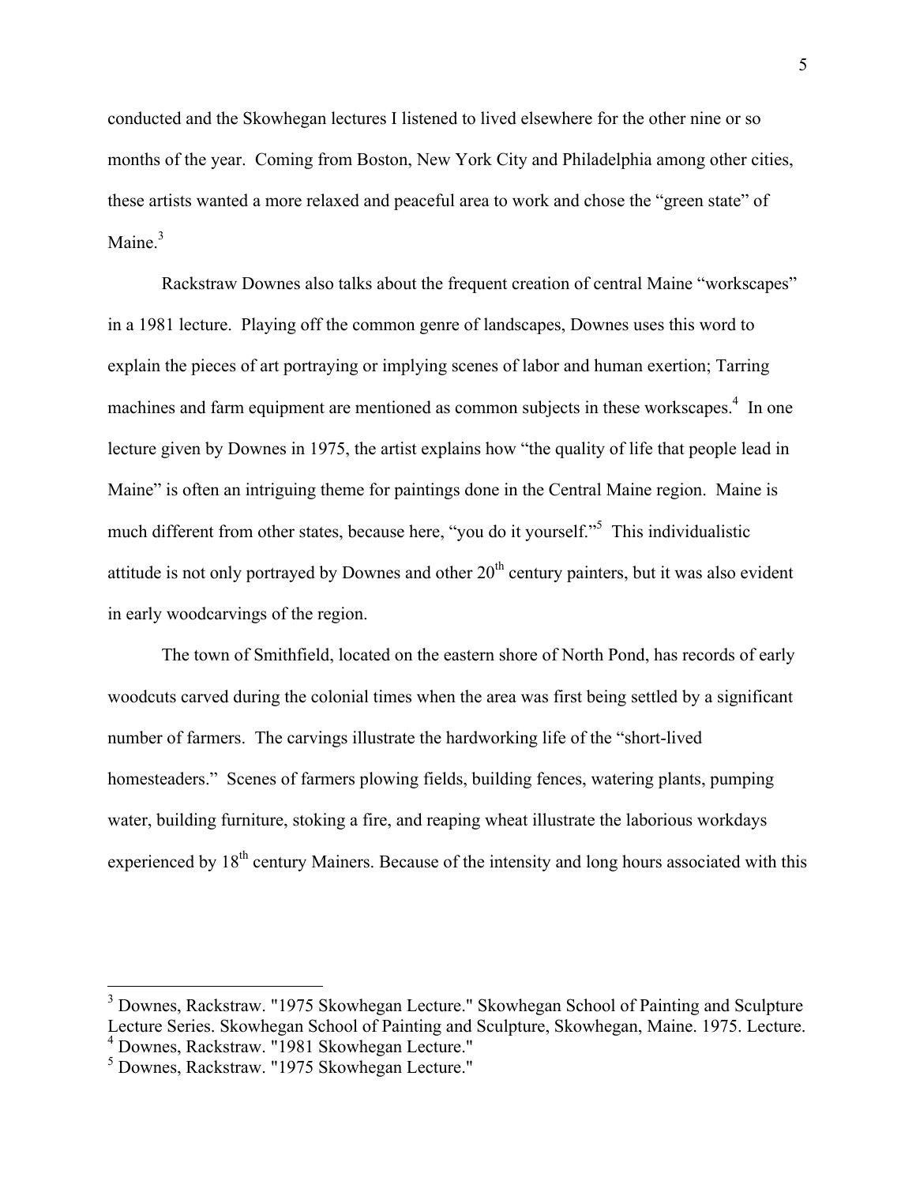conducted and the Skowhegan lectures I listened to lived elsewhere for the other nine or so months of the year. Coming from Boston, New York City and Philadelphia among other cities, these artists wanted a more relaxed and peaceful area to work and chose the "green state" of Maine.[3]

Rackstraw Downes also talks about the frequent creation of central Maine "workscapes" in a 1981 lecture. Playing off the common genre of landscapes, Downes uses this word to explain the pieces of art portraying or implying scenes of labor and human exertion; Tarring machines and farm equipment are mentioned as common subjects in these workscapes.[4] In one lecture given by Downes in 1975, the artist explains how "the quality of life that people lead in Maine" is often an intriguing theme for paintings done in the Central Maine region. Maine is much different from other states, because here, "you do it yourself."[5] This individualistic attitude is not only portrayed by Downes and other 20th century painters, but it was also evident in early woodcarvings of the region.

The town of Smithfield, located on the eastern shore of North Pond, has records of early woodcuts carved during the colonial times when the area was first being settled by a significant number of farmers. The carvings illustrate the hardworking life of the "short-lived homesteaders." Scenes of farmers plowing fields, building fences, watering plants, pumping water, building furniture, stoking a fire, and reaping wheat illustrate the laborious workdays experienced by 18th century Mainers. Because of the intensity and long hours associated with this

---

[3] Downes, Rackstraw. "1975 Skowhegan Lecture." Skowhegan School of Painting and Sculpture Lecture Series. Skowhegan School of Painting and Sculpture, Skowhegan, Maine. 1975. Lecture.

[4] Downes, Rackstraw. "1981 Skowhegan Lecture."

[5] Downes, Rackstraw. "1975 Skowhegan Lecture."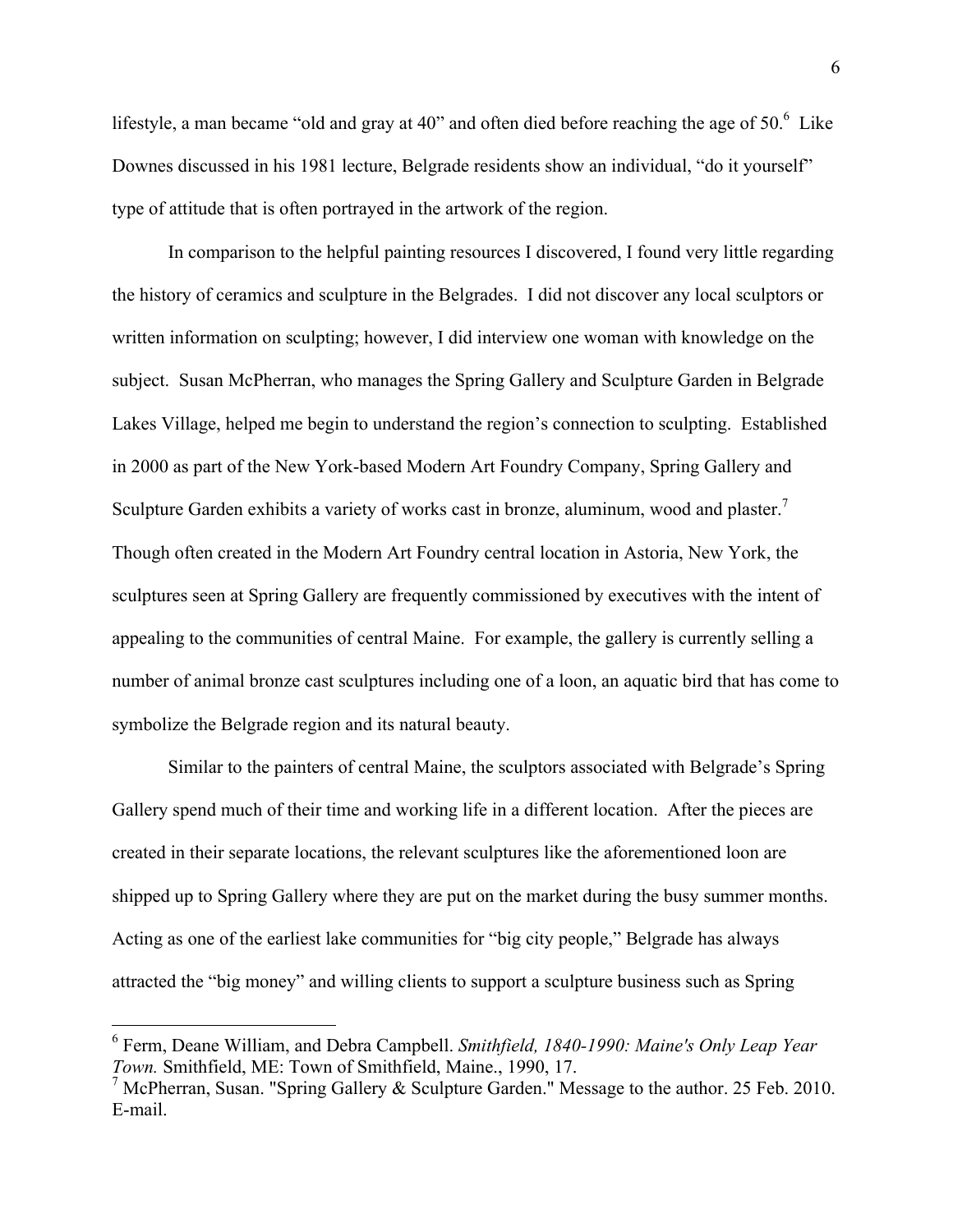lifestyle, a man became "old and gray at 40" and often died before reaching the age of 50.[6] Like Downes discussed in his 1981 lecture, Belgrade residents show an individual, "do it yourself" type of attitude that is often portrayed in the artwork of the region.

In comparison to the helpful painting resources I discovered, I found very little regarding the history of ceramics and sculpture in the Belgrades. I did not discover any local sculptors or written information on sculpting; however, I did interview one woman with knowledge on the subject. Susan McPherran, who manages the Spring Gallery and Sculpture Garden in Belgrade Lakes Village, helped me begin to understand the region's connection to sculpting. Established in 2000 as part of the New York-based Modern Art Foundry Company, Spring Gallery and Sculpture Garden exhibits a variety of works cast in bronze, aluminum, wood and plaster.[7] Though often created in the Modern Art Foundry central location in Astoria, New York, the sculptures seen at Spring Gallery are frequently commissioned by executives with the intent of appealing to the communities of central Maine. For example, the gallery is currently selling a number of animal bronze cast sculptures including one of a loon, an aquatic bird that has come to symbolize the Belgrade region and its natural beauty.

Similar to the painters of central Maine, the sculptors associated with Belgrade's Spring Gallery spend much of their time and working life in a different location. After the pieces are created in their separate locations, the relevant sculptures like the aforementioned loon are shipped up to Spring Gallery where they are put on the market during the busy summer months. Acting as one of the earliest lake communities for "big city people," Belgrade has always attracted the "big money" and willing clients to support a sculpture business such as Spring

---

[6] Ferm, Deane William, and Debra Campbell. *Smithfield, 1840-1990: Maine's Only Leap Year Town.* Smithfield, ME: Town of Smithfield, Maine., 1990, 17.

[7] McPherran, Susan. "Spring Gallery & Sculpture Garden." Message to the author. 25 Feb. 2010. E-mail.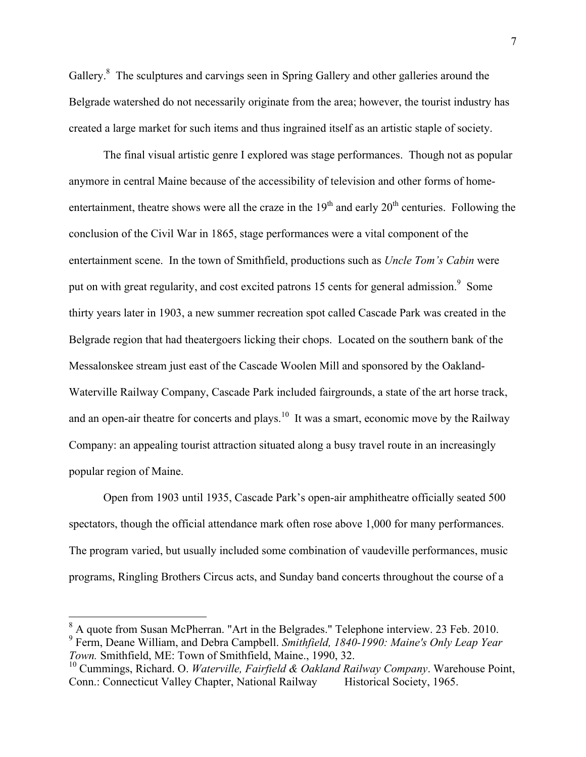Gallery.[8] The sculptures and carvings seen in Spring Gallery and other galleries around the Belgrade watershed do not necessarily originate from the area; however, the tourist industry has created a large market for such items and thus ingrained itself as an artistic staple of society.

The final visual artistic genre I explored was stage performances. Though not as popular anymore in central Maine because of the accessibility of television and other forms of home-entertainment, theatre shows were all the craze in the 19th and early 20th centuries. Following the conclusion of the Civil War in 1865, stage performances were a vital component of the entertainment scene. In the town of Smithfield, productions such as *Uncle Tom's Cabin* were put on with great regularity, and cost excited patrons 15 cents for general admission.[9] Some thirty years later in 1903, a new summer recreation spot called Cascade Park was created in the Belgrade region that had theatergoers licking their chops. Located on the southern bank of the Messalonskee stream just east of the Cascade Woolen Mill and sponsored by the Oakland-Waterville Railway Company, Cascade Park included fairgrounds, a state of the art horse track, and an open-air theatre for concerts and plays.[10] It was a smart, economic move by the Railway Company: an appealing tourist attraction situated along a busy travel route in an increasingly popular region of Maine.

Open from 1903 until 1935, Cascade Park's open-air amphitheatre officially seated 500 spectators, though the official attendance mark often rose above 1,000 for many performances. The program varied, but usually included some combination of vaudeville performances, music programs, Ringling Brothers Circus acts, and Sunday band concerts throughout the course of a

---

[8] A quote from Susan McPherran. "Art in the Belgrades." Telephone interview. 23 Feb. 2010.

[9] Ferm, Deane William, and Debra Campbell. *Smithfield, 1840-1990: Maine's Only Leap Year Town.* Smithfield, ME: Town of Smithfield, Maine., 1990, 32.

[10] Cummings, Richard. O. *Waterville, Fairfield & Oakland Railway Company*. Warehouse Point, Conn.: Connecticut Valley Chapter, National Railway Historical Society, 1965.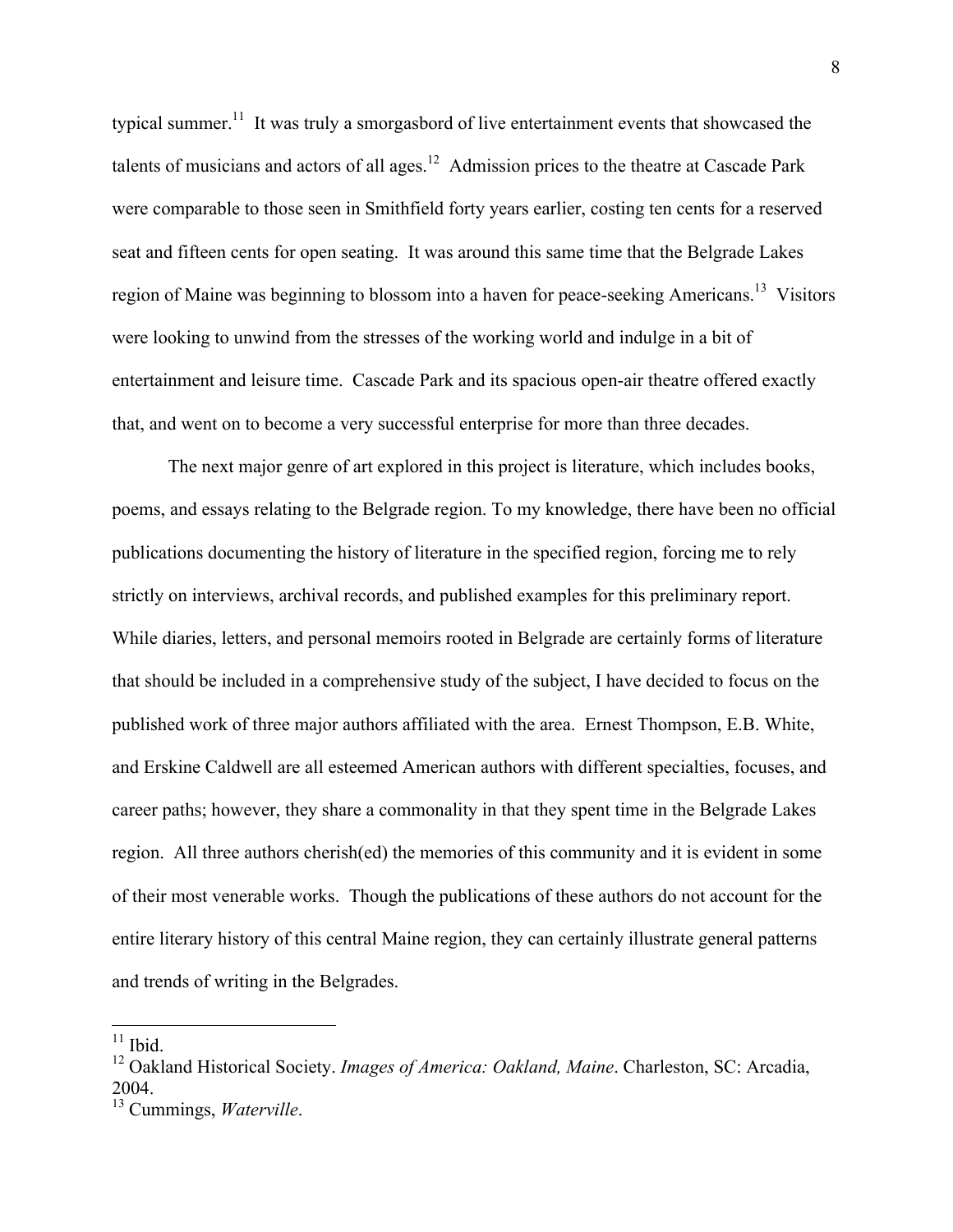typical summer.[11] It was truly a smorgasbord of live entertainment events that showcased the talents of musicians and actors of all ages.[12] Admission prices to the theatre at Cascade Park were comparable to those seen in Smithfield forty years earlier, costing ten cents for a reserved seat and fifteen cents for open seating. It was around this same time that the Belgrade Lakes region of Maine was beginning to blossom into a haven for peace-seeking Americans.[13] Visitors were looking to unwind from the stresses of the working world and indulge in a bit of entertainment and leisure time. Cascade Park and its spacious open-air theatre offered exactly that, and went on to become a very successful enterprise for more than three decades.

The next major genre of art explored in this project is literature, which includes books, poems, and essays relating to the Belgrade region. To my knowledge, there have been no official publications documenting the history of literature in the specified region, forcing me to rely strictly on interviews, archival records, and published examples for this preliminary report. While diaries, letters, and personal memoirs rooted in Belgrade are certainly forms of literature that should be included in a comprehensive study of the subject, I have decided to focus on the published work of three major authors affiliated with the area. Ernest Thompson, E.B. White, and Erskine Caldwell are all esteemed American authors with different specialties, focuses, and career paths; however, they share a commonality in that they spent time in the Belgrade Lakes region. All three authors cherish(ed) the memories of this community and it is evident in some of their most venerable works. Though the publications of these authors do not account for the entire literary history of this central Maine region, they can certainly illustrate general patterns and trends of writing in the Belgrades.

---

[11] Ibid.

[12] Oakland Historical Society. *Images of America: Oakland, Maine*. Charleston, SC: Arcadia, 2004.

[13] Cummings, *Waterville*.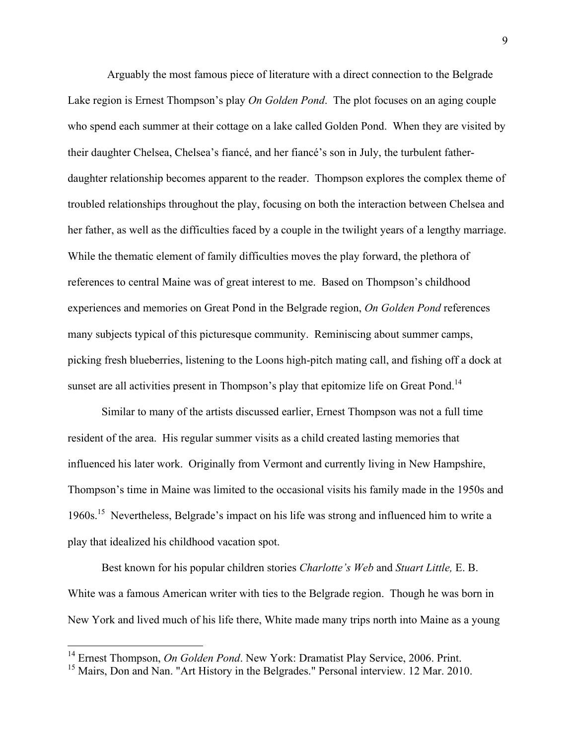Arguably the most famous piece of literature with a direct connection to the Belgrade Lake region is Ernest Thompson's play *On Golden Pond*. The plot focuses on an aging couple who spend each summer at their cottage on a lake called Golden Pond. When they are visited by their daughter Chelsea, Chelsea's fiancé, and her fiancé's son in July, the turbulent father-daughter relationship becomes apparent to the reader. Thompson explores the complex theme of troubled relationships throughout the play, focusing on both the interaction between Chelsea and her father, as well as the difficulties faced by a couple in the twilight years of a lengthy marriage. While the thematic element of family difficulties moves the play forward, the plethora of references to central Maine was of great interest to me. Based on Thompson's childhood experiences and memories on Great Pond in the Belgrade region, *On Golden Pond* references many subjects typical of this picturesque community. Reminiscing about summer camps, picking fresh blueberries, listening to the Loons high-pitch mating call, and fishing off a dock at sunset are all activities present in Thompson's play that epitomize life on Great Pond.[14]

Similar to many of the artists discussed earlier, Ernest Thompson was not a full time resident of the area. His regular summer visits as a child created lasting memories that influenced his later work. Originally from Vermont and currently living in New Hampshire, Thompson's time in Maine was limited to the occasional visits his family made in the 1950s and 1960s.[15] Nevertheless, Belgrade's impact on his life was strong and influenced him to write a play that idealized his childhood vacation spot.

Best known for his popular children stories *Charlotte's Web* and *Stuart Little,* E. B. White was a famous American writer with ties to the Belgrade region. Though he was born in New York and lived much of his life there, White made many trips north into Maine as a young

---

[14] Ernest Thompson, *On Golden Pond*. New York: Dramatist Play Service, 2006. Print.

[15] Mairs, Don and Nan. "Art History in the Belgrades." Personal interview. 12 Mar. 2010.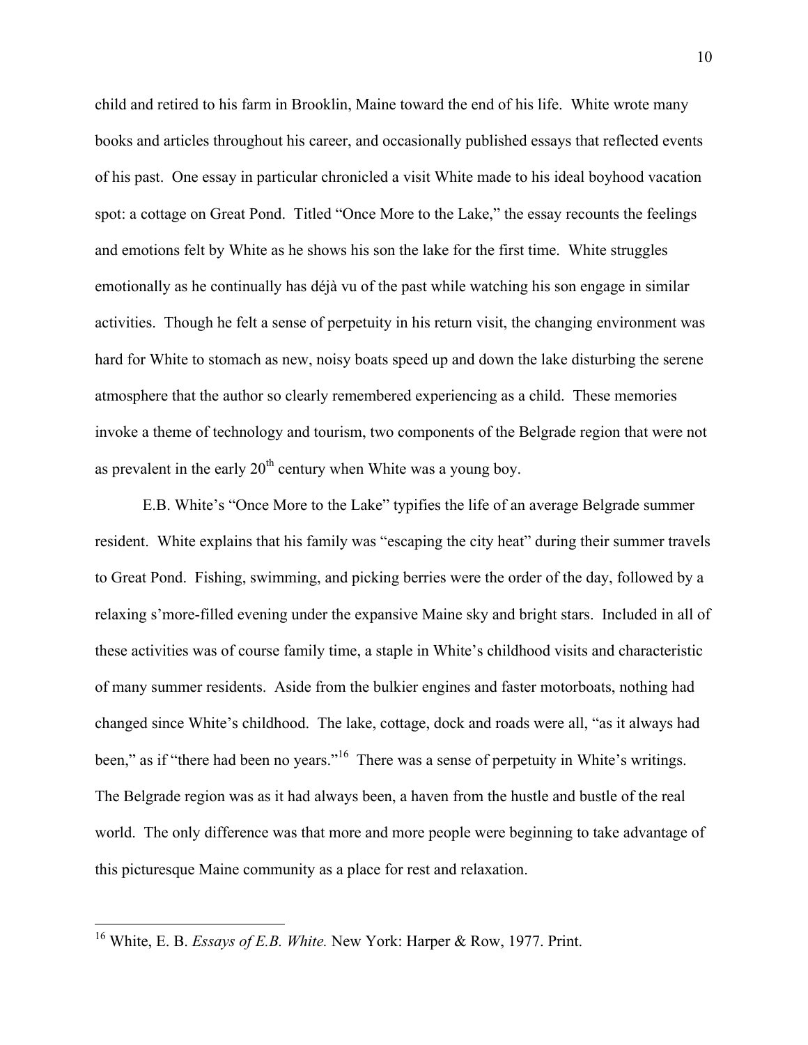child and retired to his farm in Brooklin, Maine toward the end of his life. White wrote many books and articles throughout his career, and occasionally published essays that reflected events of his past. One essay in particular chronicled a visit White made to his ideal boyhood vacation spot: a cottage on Great Pond. Titled "Once More to the Lake," the essay recounts the feelings and emotions felt by White as he shows his son the lake for the first time. White struggles emotionally as he continually has déjà vu of the past while watching his son engage in similar activities. Though he felt a sense of perpetuity in his return visit, the changing environment was hard for White to stomach as new, noisy boats speed up and down the lake disturbing the serene atmosphere that the author so clearly remembered experiencing as a child. These memories invoke a theme of technology and tourism, two components of the Belgrade region that were not as prevalent in the early 20th century when White was a young boy.

E.B. White's "Once More to the Lake" typifies the life of an average Belgrade summer resident. White explains that his family was "escaping the city heat" during their summer travels to Great Pond. Fishing, swimming, and picking berries were the order of the day, followed by a relaxing s'more-filled evening under the expansive Maine sky and bright stars. Included in all of these activities was of course family time, a staple in White's childhood visits and characteristic of many summer residents. Aside from the bulkier engines and faster motorboats, nothing had changed since White's childhood. The lake, cottage, dock and roads were all, "as it always had been," as if "there had been no years."[16] There was a sense of perpetuity in White's writings. The Belgrade region was as it had always been, a haven from the hustle and bustle of the real world. The only difference was that more and more people were beginning to take advantage of this picturesque Maine community as a place for rest and relaxation.

---

[16] White, E. B. *Essays of E.B. White.* New York: Harper & Row, 1977. Print.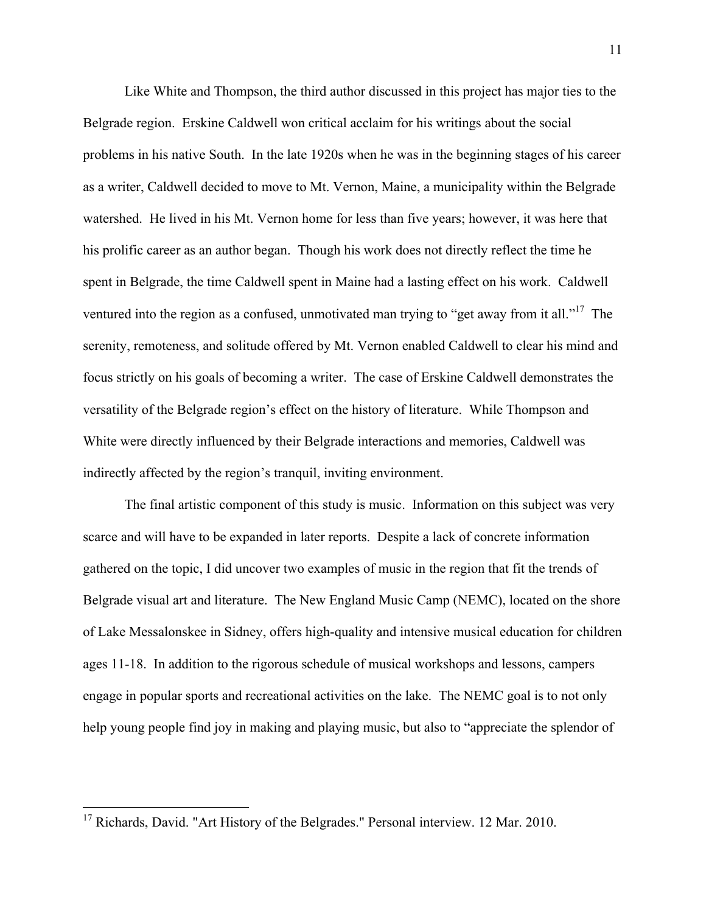Like White and Thompson, the third author discussed in this project has major ties to the Belgrade region. Erskine Caldwell won critical acclaim for his writings about the social problems in his native South. In the late 1920s when he was in the beginning stages of his career as a writer, Caldwell decided to move to Mt. Vernon, Maine, a municipality within the Belgrade watershed. He lived in his Mt. Vernon home for less than five years; however, it was here that his prolific career as an author began. Though his work does not directly reflect the time he spent in Belgrade, the time Caldwell spent in Maine had a lasting effect on his work. Caldwell ventured into the region as a confused, unmotivated man trying to "get away from it all."[17] The serenity, remoteness, and solitude offered by Mt. Vernon enabled Caldwell to clear his mind and focus strictly on his goals of becoming a writer. The case of Erskine Caldwell demonstrates the versatility of the Belgrade region's effect on the history of literature. While Thompson and White were directly influenced by their Belgrade interactions and memories, Caldwell was indirectly affected by the region's tranquil, inviting environment.

The final artistic component of this study is music. Information on this subject was very scarce and will have to be expanded in later reports. Despite a lack of concrete information gathered on the topic, I did uncover two examples of music in the region that fit the trends of Belgrade visual art and literature. The New England Music Camp (NEMC), located on the shore of Lake Messalonskee in Sidney, offers high-quality and intensive musical education for children ages 11-18. In addition to the rigorous schedule of musical workshops and lessons, campers engage in popular sports and recreational activities on the lake. The NEMC goal is to not only help young people find joy in making and playing music, but also to "appreciate the splendor of

---

[17] Richards, David. "Art History of the Belgrades." Personal interview. 12 Mar. 2010.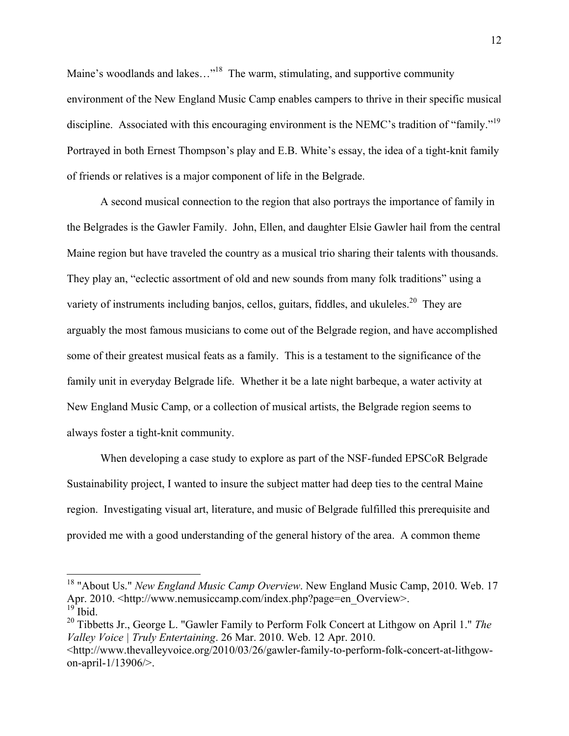Maine's woodlands and lakes…"[18] The warm, stimulating, and supportive community environment of the New England Music Camp enables campers to thrive in their specific musical discipline. Associated with this encouraging environment is the NEMC's tradition of "family."[19] Portrayed in both Ernest Thompson's play and E.B. White's essay, the idea of a tight-knit family of friends or relatives is a major component of life in the Belgrade.

A second musical connection to the region that also portrays the importance of family in the Belgrades is the Gawler Family. John, Ellen, and daughter Elsie Gawler hail from the central Maine region but have traveled the country as a musical trio sharing their talents with thousands. They play an, "eclectic assortment of old and new sounds from many folk traditions" using a variety of instruments including banjos, cellos, guitars, fiddles, and ukuleles.[20] They are arguably the most famous musicians to come out of the Belgrade region, and have accomplished some of their greatest musical feats as a family. This is a testament to the significance of the family unit in everyday Belgrade life. Whether it be a late night barbeque, a water activity at New England Music Camp, or a collection of musical artists, the Belgrade region seems to always foster a tight-knit community.

When developing a case study to explore as part of the NSF-funded EPSCoR Belgrade Sustainability project, I wanted to insure the subject matter had deep ties to the central Maine region. Investigating visual art, literature, and music of Belgrade fulfilled this prerequisite and provided me with a good understanding of the general history of the area. A common theme

---

[18] "About Us." *New England Music Camp Overview*. New England Music Camp, 2010. Web. 17 Apr. 2010. <http://www.nemusiccamp.com/index.php?page=en_Overview>.

[19] Ibid.

[20] Tibbetts Jr., George L. "Gawler Family to Perform Folk Concert at Lithgow on April 1." *The Valley Voice | Truly Entertaining*. 26 Mar. 2010. Web. 12 Apr. 2010. <http://www.thevalleyvoice.org/2010/03/26/gawler-family-to-perform-folk-concert-at-lithgow-on-april-1/13906/>.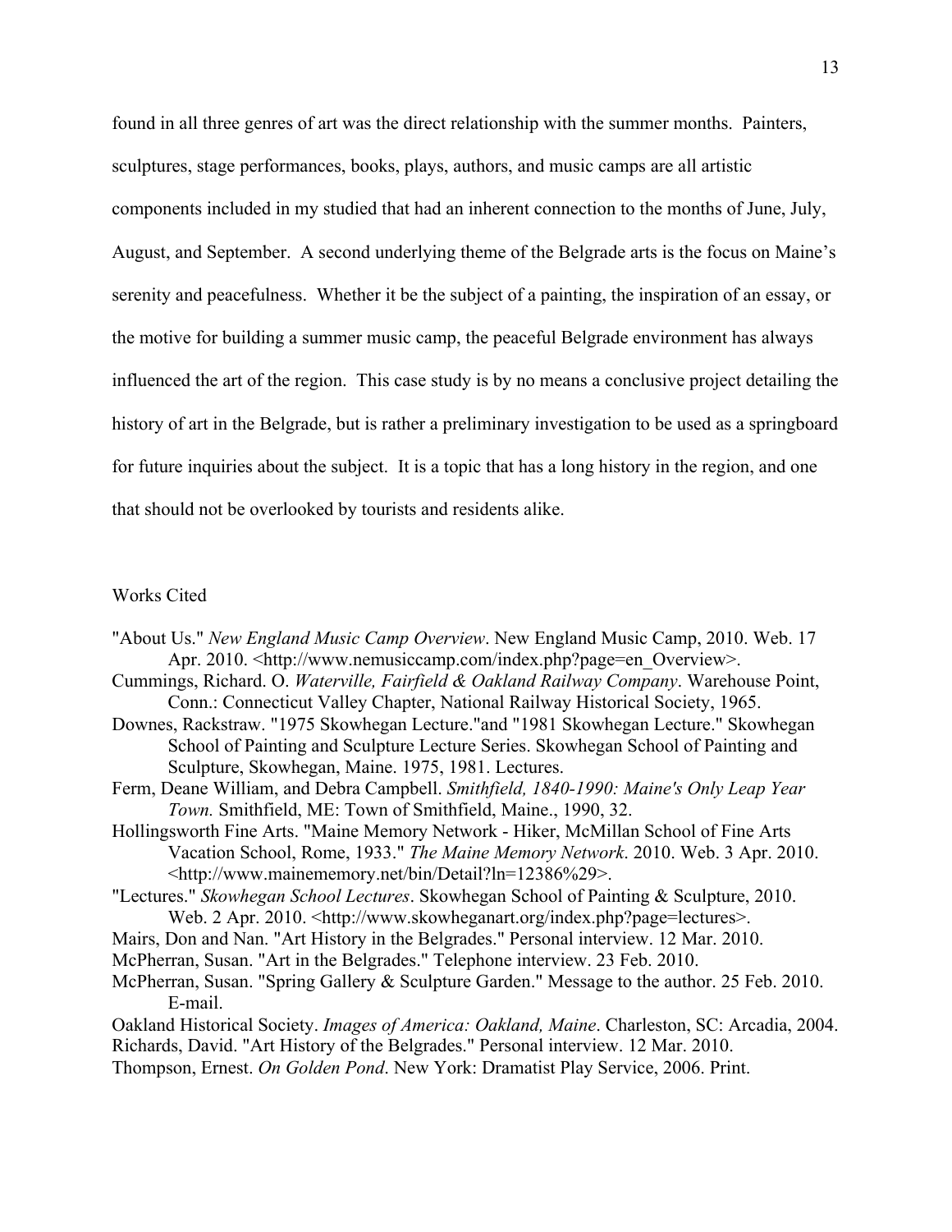found in all three genres of art was the direct relationship with the summer months. Painters, sculptures, stage performances, books, plays, authors, and music camps are all artistic components included in my studied that had an inherent connection to the months of June, July, August, and September. A second underlying theme of the Belgrade arts is the focus on Maine's serenity and peacefulness. Whether it be the subject of a painting, the inspiration of an essay, or the motive for building a summer music camp, the peaceful Belgrade environment has always influenced the art of the region. This case study is by no means a conclusive project detailing the history of art in the Belgrade, but is rather a preliminary investigation to be used as a springboard for future inquiries about the subject. It is a topic that has a long history in the region, and one that should not be overlooked by tourists and residents alike.

Works Cited

"About Us." *New England Music Camp Overview*. New England Music Camp, 2010. Web. 17 Apr. 2010. <http://www.nemusiccamp.com/index.php?page=en_Overview>.

Cummings, Richard. O. *Waterville, Fairfield & Oakland Railway Company*. Warehouse Point, Conn.: Connecticut Valley Chapter, National Railway Historical Society, 1965.

Downes, Rackstraw. "1975 Skowhegan Lecture."and "1981 Skowhegan Lecture." Skowhegan School of Painting and Sculpture Lecture Series. Skowhegan School of Painting and Sculpture, Skowhegan, Maine. 1975, 1981. Lectures.

Ferm, Deane William, and Debra Campbell. *Smithfield, 1840-1990: Maine's Only Leap Year Town.* Smithfield, ME: Town of Smithfield, Maine., 1990, 32.

Hollingsworth Fine Arts. "Maine Memory Network - Hiker, McMillan School of Fine Arts Vacation School, Rome, 1933." *The Maine Memory Network*. 2010. Web. 3 Apr. 2010. <http://www.mainememory.net/bin/Detail?ln=12386%29>.

"Lectures." *Skowhegan School Lectures*. Skowhegan School of Painting & Sculpture, 2010. Web. 2 Apr. 2010. <http://www.skowheganart.org/index.php?page=lectures>.

Mairs, Don and Nan. "Art History in the Belgrades." Personal interview. 12 Mar. 2010.

McPherran, Susan. "Art in the Belgrades." Telephone interview. 23 Feb. 2010.

McPherran, Susan. "Spring Gallery & Sculpture Garden." Message to the author. 25 Feb. 2010. E-mail.

Oakland Historical Society. *Images of America: Oakland, Maine*. Charleston, SC: Arcadia, 2004.

Richards, David. "Art History of the Belgrades." Personal interview. 12 Mar. 2010.

Thompson, Ernest. *On Golden Pond*. New York: Dramatist Play Service, 2006. Print.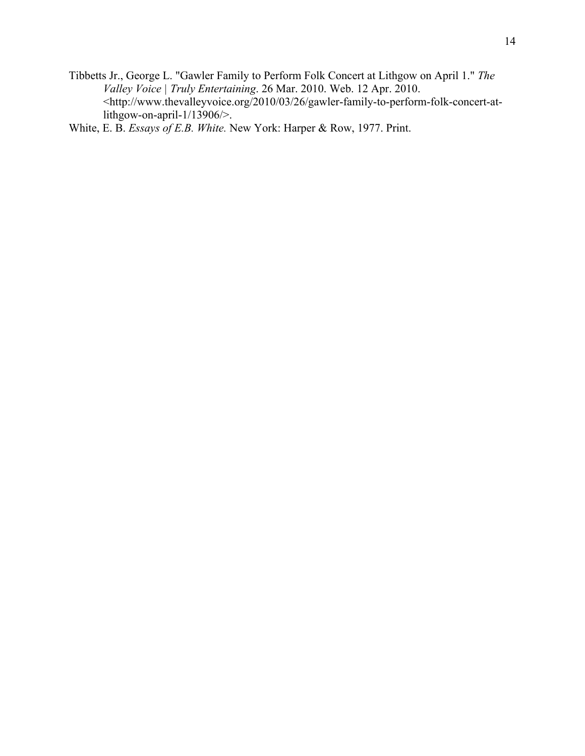Tibbetts Jr., George L. "Gawler Family to Perform Folk Concert at Lithgow on April 1." *The Valley Voice | Truly Entertaining*. 26 Mar. 2010. Web. 12 Apr. 2010. <http://www.thevalleyvoice.org/2010/03/26/gawler-family-to-perform-folk-concert-at-lithgow-on-april-1/13906/>.

White, E. B. *Essays of E.B. White.* New York: Harper & Row, 1977. Print.